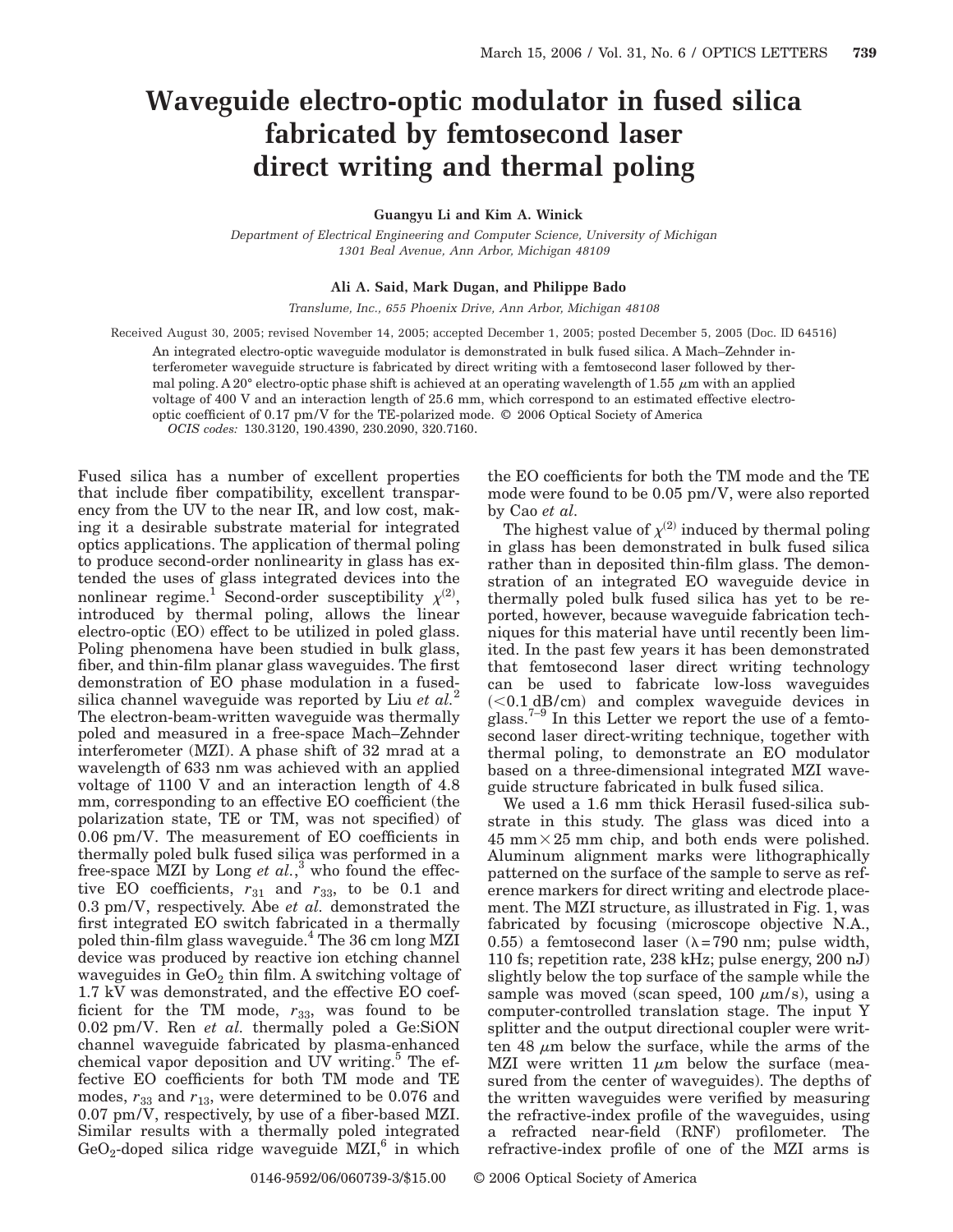# Waveguide electro-optic modulator in fused silica fabricated by femtosecond laser direct writing and thermal poling

**Guangyu Li and Kim A. Winick**

*Department of Electrical Engineering and Computer Science, University of Michigan 1301 Beal Avenue, Ann Arbor, Michigan 48109*

**Ali A. Said, Mark Dugan, and Philippe Bado**

*Translume, Inc., 655 Phoenix Drive, Ann Arbor, Michigan 48108*

Received August 30, 2005; revised November 14, 2005; accepted December 1, 2005; posted December 5, 2005 (Doc. ID 64516)

An integrated electro-optic waveguide modulator is demonstrated in bulk fused silica. A Mach–Zehnder interferometer waveguide structure is fabricated by direct writing with a femtosecond laser followed by thermal poling. A 20° electro-optic phase shift is achieved at an operating wavelength of 1.55 $\mu$m with an applied voltage of 400 V and an interaction length of 25.6 mm, which correspond to an estimated effective electro-optic coefficient of 0.17 pm/V for the TE-polarized mode. © 2006 Optical Society of America

*OCIS codes:* 130.3120, 190.4390, 230.2090, 320.7160.

Fused silica has a number of excellent properties that include fiber compatibility, excellent transparency from the UV to the near IR, and low cost, making it a desirable substrate material for integrated optics applications. The application of thermal poling to produce second-order nonlinearity in glass has extended the uses of glass integrated devices into the nonlinear regime.[1] Second-order susceptibility $\chi^{(2)}$, introduced by thermal poling, allows the linear electro-optic (EO) effect to be utilized in poled glass. Poling phenomena have been studied in bulk glass, fiber, and thin-film planar glass waveguides. The first demonstration of EO phase modulation in a fused-silica channel waveguide was reported by Liu *et al.*[2] The electron-beam-written waveguide was thermally poled and measured in a free-space Mach–Zehnder interferometer (MZI). A phase shift of 32 mrad at a wavelength of 633 nm was achieved with an applied voltage of 1100 V and an interaction length of 4.8 mm, corresponding to an effective EO coefficient (the polarization state, TE or TM, was not specified) of 0.06 pm/V. The measurement of EO coefficients in thermally poled bulk fused silica was performed in a free-space MZI by Long *et al.*,[3] who found the effective EO coefficients, $r_{31}$ and $r_{33}$, to be 0.1 and 0.3 pm/V, respectively. Abe *et al.* demonstrated the first integrated EO switch fabricated in a thermally poled thin-film glass waveguide.[4] The 36 cm long MZI device was produced by reactive ion etching channel waveguides in $GeO_2$ thin film. A switching voltage of 1.7 kV was demonstrated, and the effective EO coefficient for the TM mode, $r_{33}$, was found to be 0.02 pm/V. Ren *et al.* thermally poled a Ge:SiON channel waveguide fabricated by plasma-enhanced chemical vapor deposition and UV writing.[5] The effective EO coefficients for both TM mode and TE modes, $r_{33}$ and $r_{13}$, were determined to be 0.076 and 0.07 pm/V, respectively, by use of a fiber-based MZI. Similar results with a thermally poled integrated $GeO_2$-doped silica ridge waveguide MZI,[6] in which the EO coefficients for both the TM mode and the TE mode were found to be 0.05 pm/V, were also reported by Cao *et al.*

The highest value of $\chi^{(2)}$ induced by thermal poling in glass has been demonstrated in bulk fused silica rather than in deposited thin-film glass. The demonstration of an integrated EO waveguide device in thermally poled bulk fused silica has yet to be reported, however, because waveguide fabrication techniques for this material have until recently been limited. In the past few years it has been demonstrated that femtosecond laser direct writing technology can be used to fabricate low-loss waveguides (<0.1 dB/cm) and complex waveguide devices in glass.[7–9] In this Letter we report the use of a femtosecond laser direct-writing technique, together with thermal poling, to demonstrate an EO modulator based on a three-dimensional integrated MZI waveguide structure fabricated in bulk fused silica.

We used a 1.6 mm thick Herasil fused-silica substrate in this study. The glass was diced into a 45 mm × 25 mm chip, and both ends were polished. Aluminum alignment marks were lithographically patterned on the surface of the sample to serve as reference markers for direct writing and electrode placement. The MZI structure, as illustrated in Fig. 1, was fabricated by focusing (microscope objective N.A., 0.55) a femtosecond laser ($\lambda$=790 nm; pulse width, 110 fs; repetition rate, 238 kHz; pulse energy, 200 nJ) slightly below the top surface of the sample while the sample was moved (scan speed, 100 $\mu$m/s), using a computer-controlled translation stage. The input Y splitter and the output directional coupler were written 48 $\mu$m below the surface, while the arms of the MZI were written 11 $\mu$m below the surface (measured from the center of waveguides). The depths of the written waveguides were verified by measuring the refractive-index profile of the waveguides, using a refracted near-field (RNF) profilometer. The refractive-index profile of one of the MZI arms is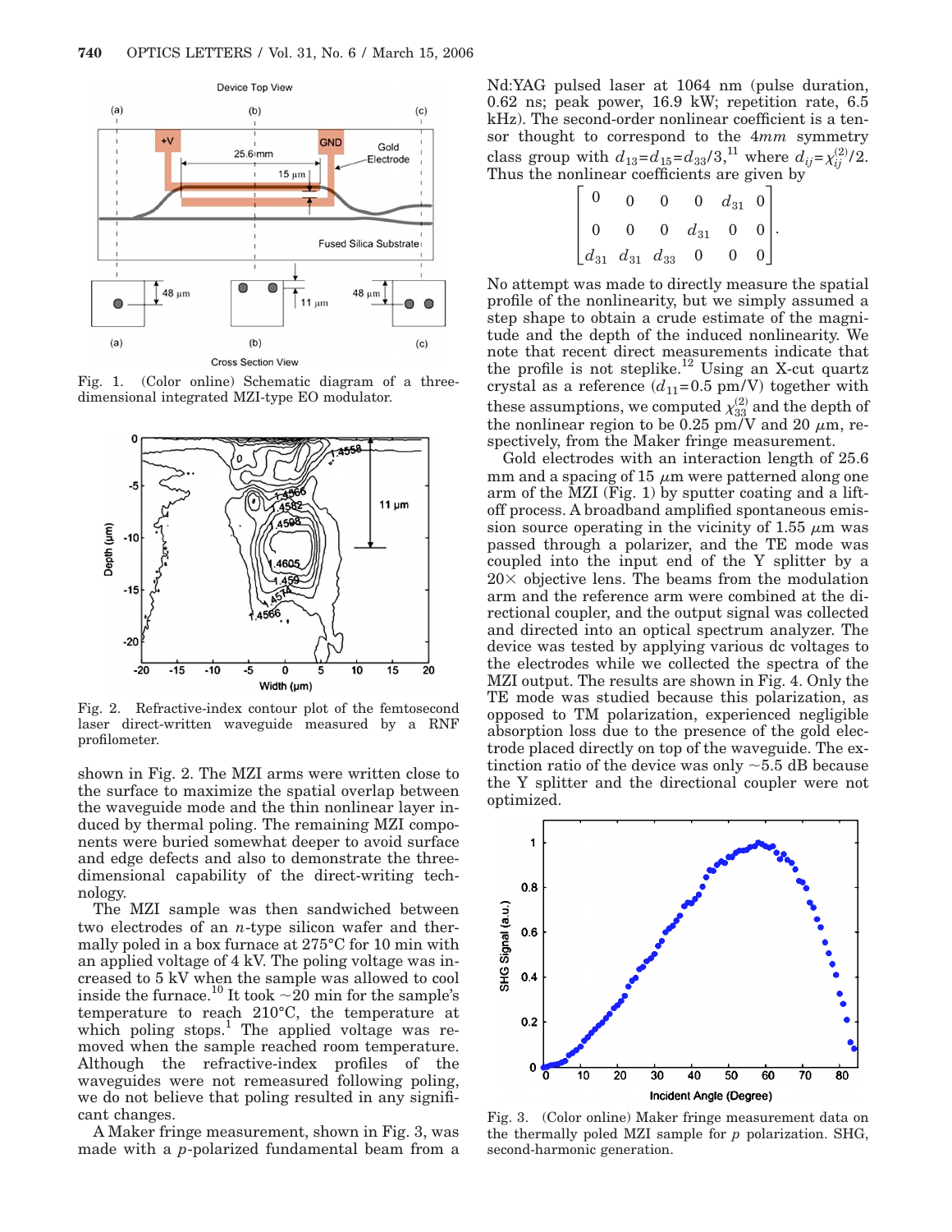Fig. 1. (Color online) Schematic diagram of a three-dimensional integrated MZI-type EO modulator.

Fig. 2. Refractive-index contour plot of the femtosecond laser direct-written waveguide measured by a RNF profilometer.

shown in Fig. 2. The MZI arms were written close to the surface to maximize the spatial overlap between the waveguide mode and the thin nonlinear layer induced by thermal poling. The remaining MZI components were buried somewhat deeper to avoid surface and edge defects and also to demonstrate the three-dimensional capability of the direct-writing technology.

The MZI sample was then sandwiched between two electrodes of an *n*-type silicon wafer and thermally poled in a box furnace at 275°C for 10 min with an applied voltage of 4 kV. The poling voltage was increased to 5 kV when the sample was allowed to cool inside the furnace.[10] It took ~20 min for the sample's temperature to reach 210°C, the temperature at which poling stops.[1] The applied voltage was removed when the sample reached room temperature. Although the refractive-index profiles of the waveguides were not remeasured following poling, we do not believe that poling resulted in any significant changes.

A Maker fringe measurement, shown in Fig. 3, was made with a *p*-polarized fundamental beam from a Nd:YAG pulsed laser at 1064 nm (pulse duration, 0.62 ns; peak power, 16.9 kW; repetition rate, 6.5 kHz). The second-order nonlinear coefficient is a tensor thought to correspond to the $4mm$ symmetry class group with $d_{13}=d_{15}=d_{33}/3$,[11] where $d_{ij}=\chi_{ij}^{(2)}/2$. Thus the nonlinear coefficients are given by

$$\begin{bmatrix} 0 & 0 & 0 & 0 & d_{31} & 0 \\ 0 & 0 & 0 & d_{31} & 0 & 0 \\ d_{31} & d_{31} & d_{33} & 0 & 0 & 0 \end{bmatrix}.$$

No attempt was made to directly measure the spatial profile of the nonlinearity, but we simply assumed a step shape to obtain a crude estimate of the magnitude and the depth of the induced nonlinearity. We note that recent direct measurements indicate that the profile is not steplike.[12] Using an X-cut quartz crystal as a reference ($d_{11}=0.5$ pm/V) together with these assumptions, we computed $\chi_{33}^{(2)}$ and the depth of the nonlinear region to be 0.25 pm/V and 20 $\mu$m, respectively, from the Maker fringe measurement.

Gold electrodes with an interaction length of 25.6 mm and a spacing of 15 $\mu$m were patterned along one arm of the MZI (Fig. 1) by sputter coating and a lift-off process. A broadband amplified spontaneous emission source operating in the vicinity of 1.55 $\mu$m was passed through a polarizer, and the TE mode was coupled into the input end of the Y splitter by a 20× objective lens. The beams from the modulation arm and the reference arm were combined at the directional coupler, and the output signal was collected and directed into an optical spectrum analyzer. The device was tested by applying various dc voltages to the electrodes while we collected the spectra of the MZI output. The results are shown in Fig. 4. Only the TE mode was studied because this polarization, as opposed to TM polarization, experienced negligible absorption loss due to the presence of the gold electrode placed directly on top of the waveguide. The extinction ratio of the device was only ~5.5 dB because the Y splitter and the directional coupler were not optimized.

Fig. 3. (Color online) Maker fringe measurement data on the thermally poled MZI sample for *p* polarization. SHG, second-harmonic generation.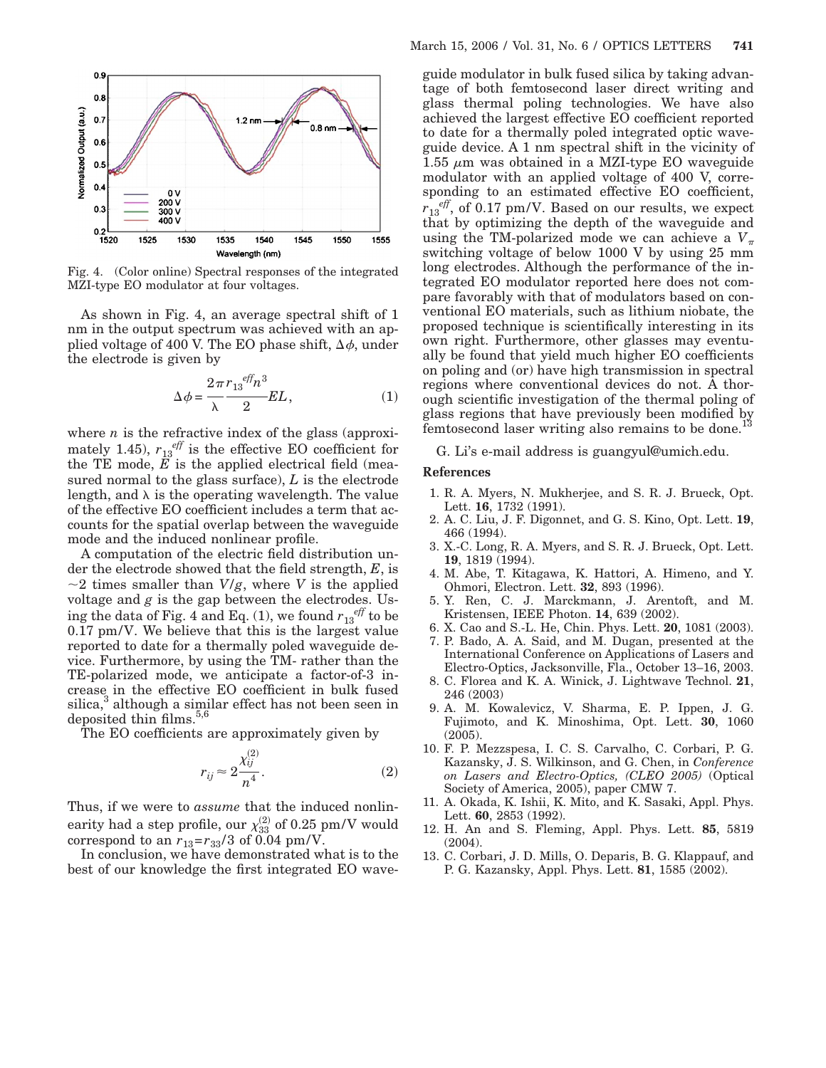0.9
0.8
0.7
0.6
0.5
0.4
0.3
0.2
Normalized Output (a.u.)
1520 1525 1530 1535 1540 1545 1550 1555
Wavelength (nm)
1.2 nm
0.8 nm
0 V
200 V
300 V
400 V

Fig. 4. (Color online) Spectral responses of the integrated MZI-type EO modulator at four voltages.

As shown in Fig. 4, an average spectral shift of 1 nm in the output spectrum was achieved with an applied voltage of 400 V. The EO phase shift, $\Delta\phi$, under the electrode is given by

$$\Delta\phi = \frac{2\pi}{\lambda} \frac{r_{13}^{eff} n^3}{2} EL, \tag{1}$$

where $n$ is the refractive index of the glass (approximately 1.45), $r_{13}^{eff}$ is the effective EO coefficient for the TE mode, $E$ is the applied electrical field (measured normal to the glass surface), $L$ is the electrode length, and $\lambda$ is the operating wavelength. The value of the effective EO coefficient includes a term that accounts for the spatial overlap between the waveguide mode and the induced nonlinear profile.

A computation of the electric field distribution under the electrode showed that the field strength, $E$, is $\sim$2 times smaller than $V/g$, where $V$ is the applied voltage and $g$ is the gap between the electrodes. Using the data of Fig. 4 and Eq. (1), we found $r_{13}^{eff}$ to be 0.17 pm/V. We believe that this is the largest value reported to date for a thermally poled waveguide device. Furthermore, by using the TM- rather than the TE-polarized mode, we anticipate a factor-of-3 increase in the effective EO coefficient in bulk fused silica,[3] although a similar effect has not been seen in deposited thin films.[5,6]

The EO coefficients are approximately given by

$$r_{ij} \approx 2\frac{\chi_{ij}^{(2)}}{n^4}. \tag{2}$$

Thus, if we were to *assume* that the induced nonlinearity had a step profile, our $\chi_{33}^{(2)}$ of 0.25 pm/V would correspond to an $r_{13} = r_{33}/3$ of 0.04 pm/V.

In conclusion, we have demonstrated what is to the best of our knowledge the first integrated EO waveguide modulator in bulk fused silica by taking advantage of both femtosecond laser direct writing and glass thermal poling technologies. We have also achieved the largest effective EO coefficient reported to date for a thermally poled integrated optic waveguide device. A 1 nm spectral shift in the vicinity of 1.55 $\mu$m was obtained in a MZI-type EO waveguide modulator with an applied voltage of 400 V, corresponding to an estimated effective EO coefficient, $r_{13}^{eff}$, of 0.17 pm/V. Based on our results, we expect that by optimizing the depth of the waveguide and using the TM-polarized mode we can achieve a $V_\pi$ switching voltage of below 1000 V by using 25 mm long electrodes. Although the performance of the integrated EO modulator reported here does not compare favorably with that of modulators based on conventional EO materials, such as lithium niobate, the proposed technique is scientifically interesting in its own right. Furthermore, other glasses may eventually be found that yield much higher EO coefficients on poling and (or) have high transmission in spectral regions where conventional devices do not. A thorough scientific investigation of the thermal poling of glass regions that have previously been modified by femtosecond laser writing also remains to be done.[13]

G. Li's e-mail address is guangyul@umich.edu.

## References

1. R. A. Myers, N. Mukherjee, and S. R. J. Brueck, Opt. Lett. **16**, 1732 (1991).
2. A. C. Liu, J. F. Digonnet, and G. S. Kino, Opt. Lett. **19**, 466 (1994).
3. X.-C. Long, R. A. Myers, and S. R. J. Brueck, Opt. Lett. **19**, 1819 (1994).
4. M. Abe, T. Kitagawa, K. Hattori, A. Himeno, and Y. Ohmori, Electron. Lett. **32**, 893 (1996).
5. Y. Ren, C. J. Marckmann, J. Arentoft, and M. Kristensen, IEEE Photon. **14**, 639 (2002).
6. X. Cao and S.-L. He, Chin. Phys. Lett. **20**, 1081 (2003).
7. P. Bado, A. A. Said, and M. Dugan, presented at the International Conference on Applications of Lasers and Electro-Optics, Jacksonville, Fla., October 13–16, 2003.
8. C. Florea and K. A. Winick, J. Lightwave Technol. **21**, 246 (2003)
9. A. M. Kowalevicz, V. Sharma, E. P. Ippen, J. G. Fujimoto, and K. Minoshima, Opt. Lett. **30**, 1060 (2005).
10. F. P. Mezzspesa, I. C. S. Carvalho, C. Corbari, P. G. Kazansky, J. S. Wilkinson, and G. Chen, in *Conference on Lasers and Electro-Optics, (CLEO 2005)* (Optical Society of America, 2005), paper CMW 7.
11. A. Okada, K. Ishii, K. Mito, and K. Sasaki, Appl. Phys. Lett. **60**, 2853 (1992).
12. H. An and S. Fleming, Appl. Phys. Lett. **85**, 5819 (2004).
13. C. Corbari, J. D. Mills, O. Deparis, B. G. Klappauf, and P. G. Kazansky, Appl. Phys. Lett. **81**, 1585 (2002).